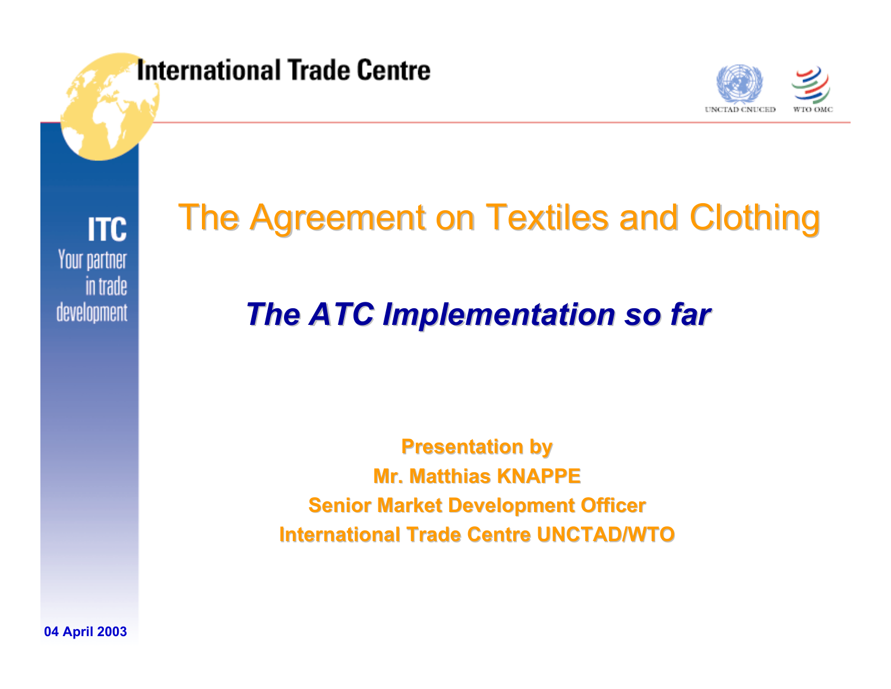International Trade Centre

UNCTAD CNUCED WTO OMC

ITC Your partner in trade development

# The Agreement on Textiles and Clothing

## *The ATC Implementation so far*

**Presentation by**

**Mr. Matthias KNAPPE**

**Senior Market Development Officer**

**International Trade Centre UNCTAD/WTO**

**04 April 2003**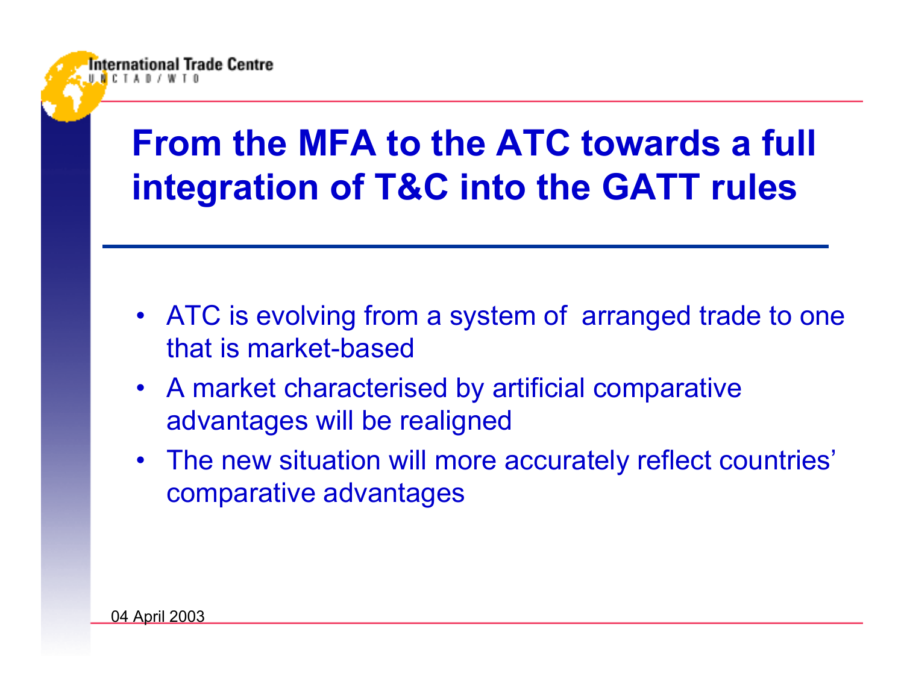# From the MFA to the ATC towards a full integration of T&C into the GATT rules

- ATC is evolving from a system of arranged trade to one that is market-based
- A market characterised by artificial comparative advantages will be realigned
- The new situation will more accurately reflect countries' comparative advantages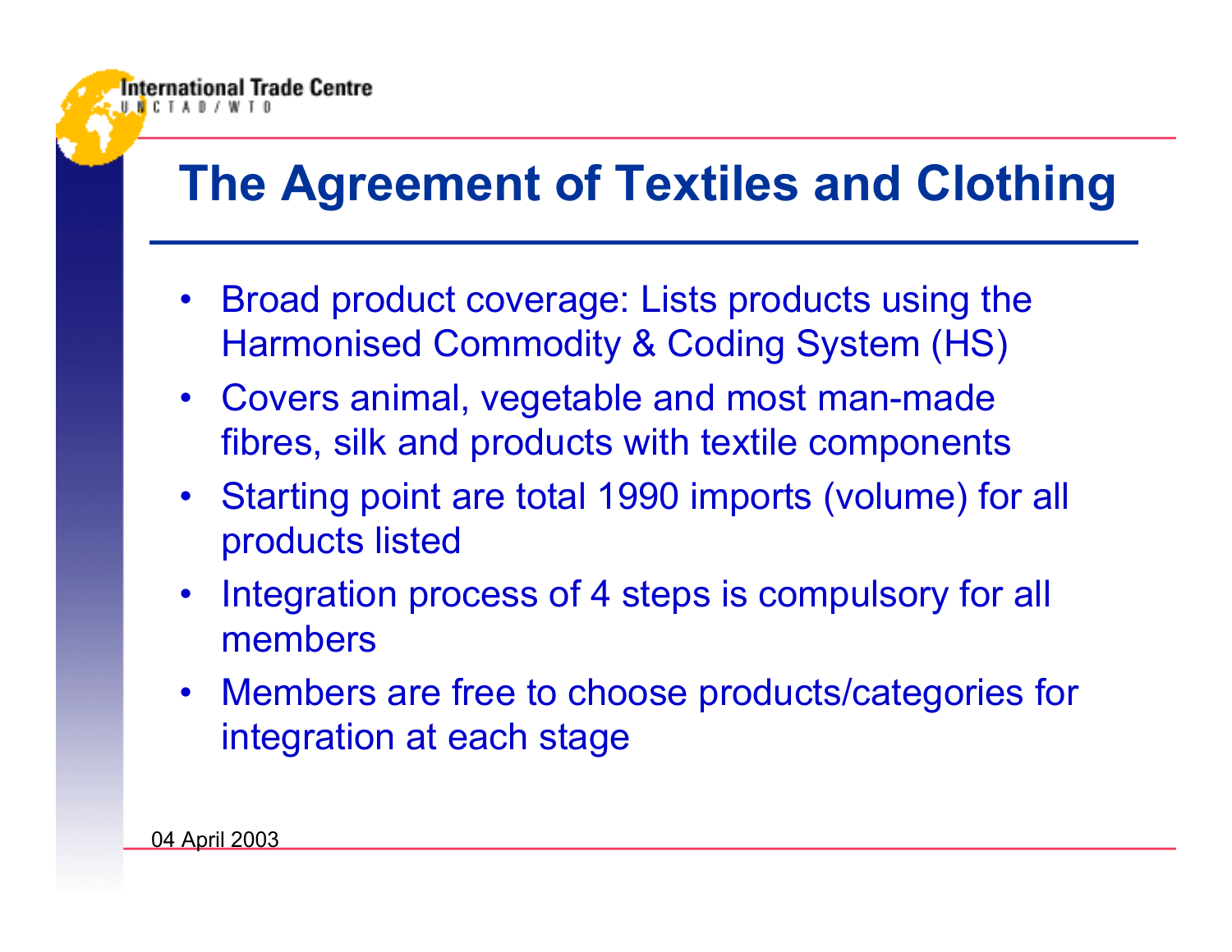# The Agreement of Textiles and Clothing

- Broad product coverage: Lists products using the Harmonised Commodity & Coding System (HS)
- Covers animal, vegetable and most man-made fibres, silk and products with textile components
- Starting point are total 1990 imports (volume) for all products listed
- Integration process of 4 steps is compulsory for all members
- Members are free to choose products/categories for integration at each stage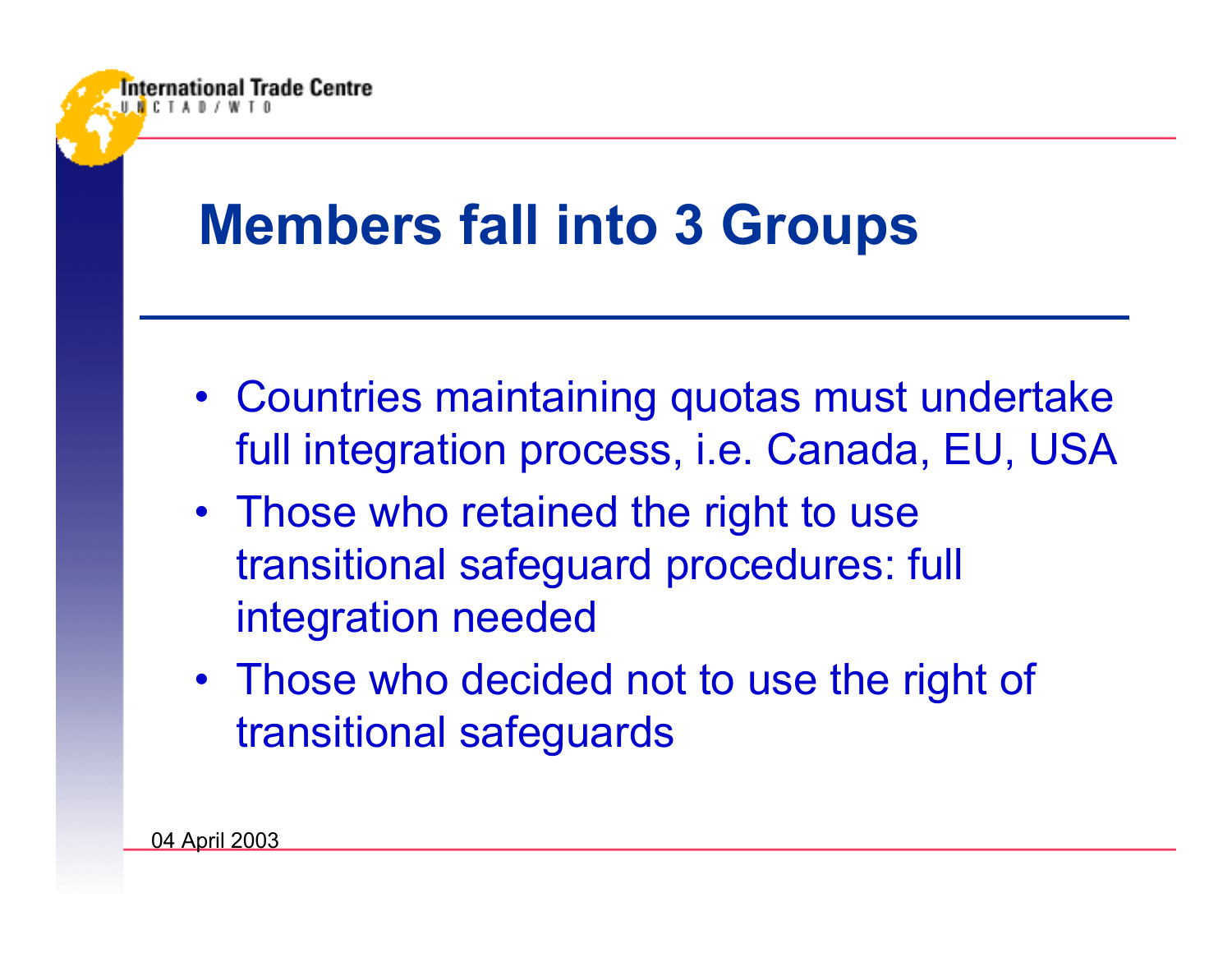# Members fall into 3 Groups

- Countries maintaining quotas must undertake full integration process, i.e. Canada, EU, USA
- Those who retained the right to use transitional safeguard procedures: full integration needed
- Those who decided not to use the right of transitional safeguards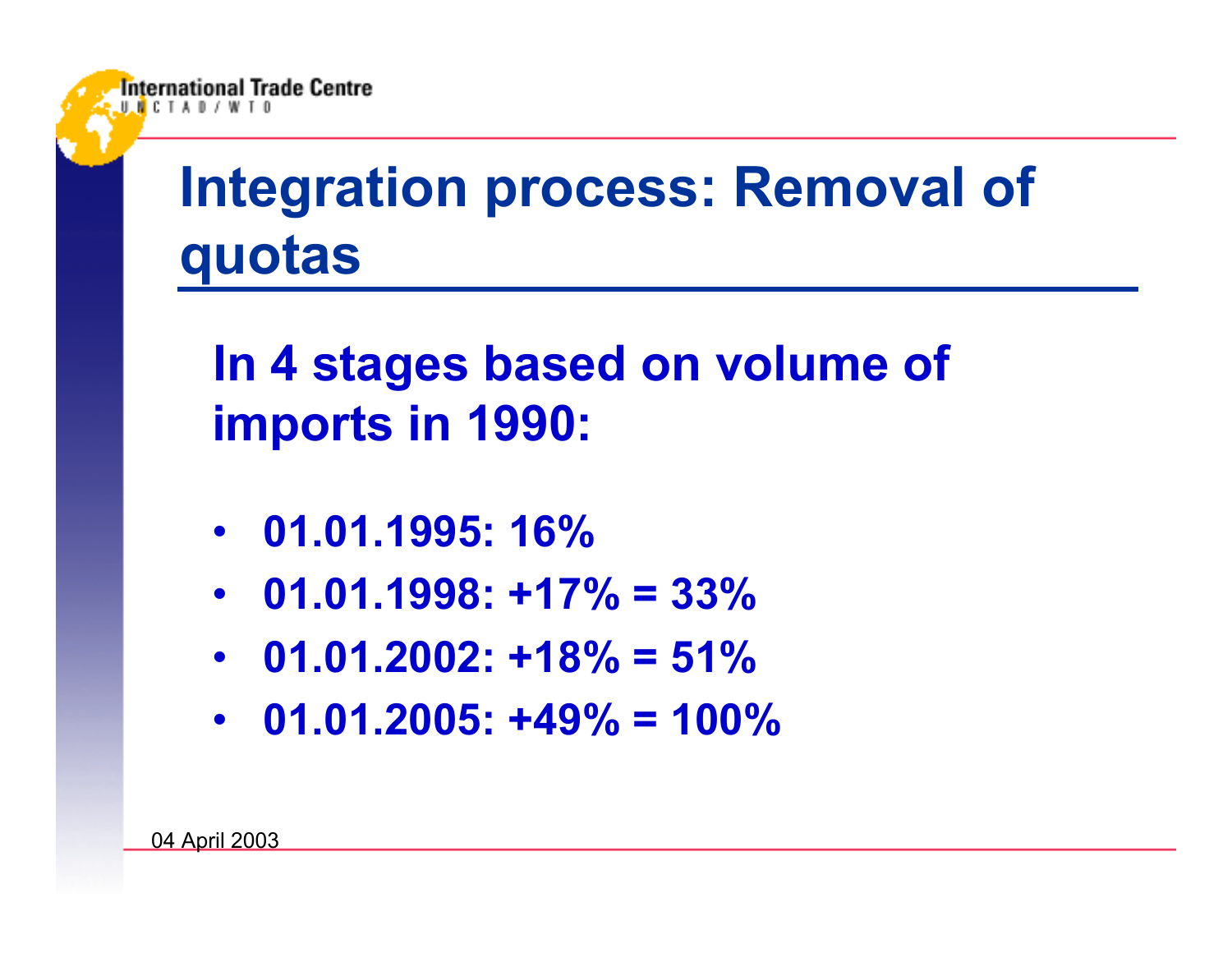# Integration process: Removal of quotas

**In 4 stages based on volume of imports in 1990:**

- **01.01.1995: 16%**
- **01.01.1998: +17% = 33%**
- **01.01.2002: +18% = 51%**
- **01.01.2005: +49% = 100%**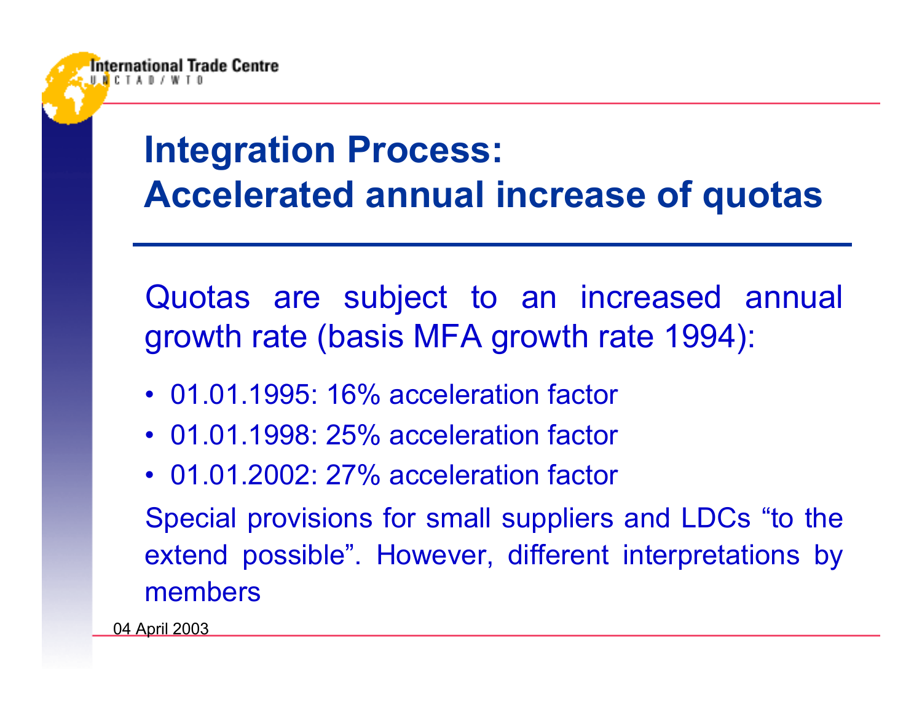# Integration Process: Accelerated annual increase of quotas

Quotas are subject to an increased annual growth rate (basis MFA growth rate 1994):

- 01.01.1995: 16% acceleration factor
- 01.01.1998: 25% acceleration factor
- 01.01.2002: 27% acceleration factor

Special provisions for small suppliers and LDCs “to the extend possible”. However, different interpretations by members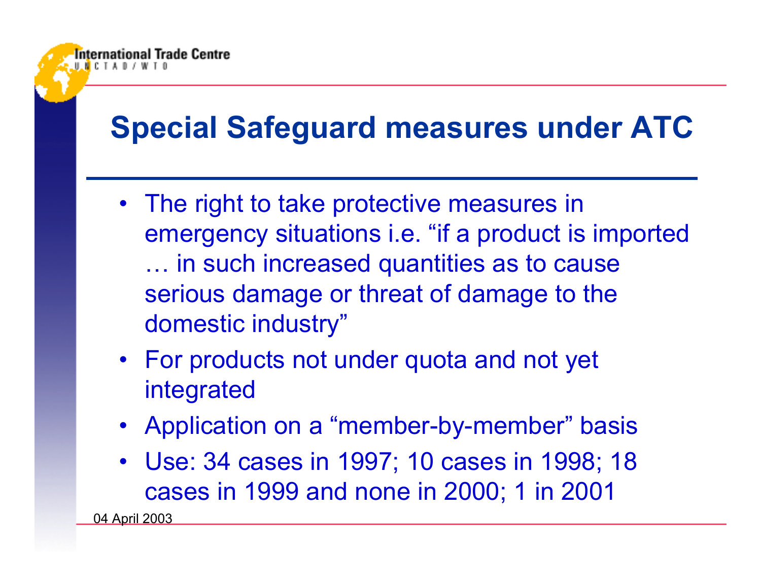# Special Safeguard measures under ATC

- The right to take protective measures in emergency situations i.e. “if a product is imported … in such increased quantities as to cause serious damage or threat of damage to the domestic industry”
- For products not under quota and not yet integrated
- Application on a “member-by-member” basis
- Use: 34 cases in 1997; 10 cases in 1998; 18 cases in 1999 and none in 2000; 1 in 2001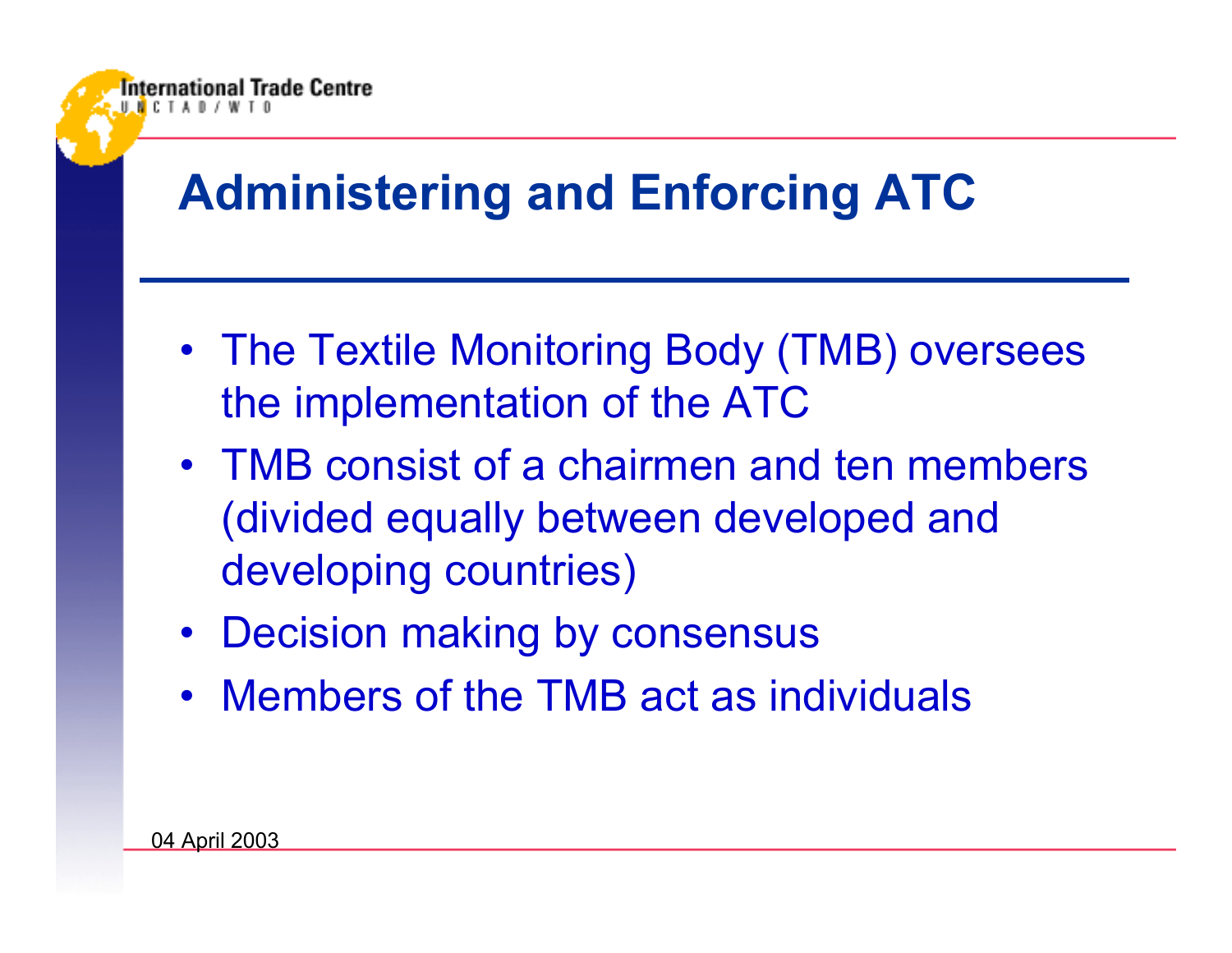# Administering and Enforcing ATC

- The Textile Monitoring Body (TMB) oversees the implementation of the ATC
- TMB consist of a chairmen and ten members (divided equally between developed and developing countries)
- Decision making by consensus
- Members of the TMB act as individuals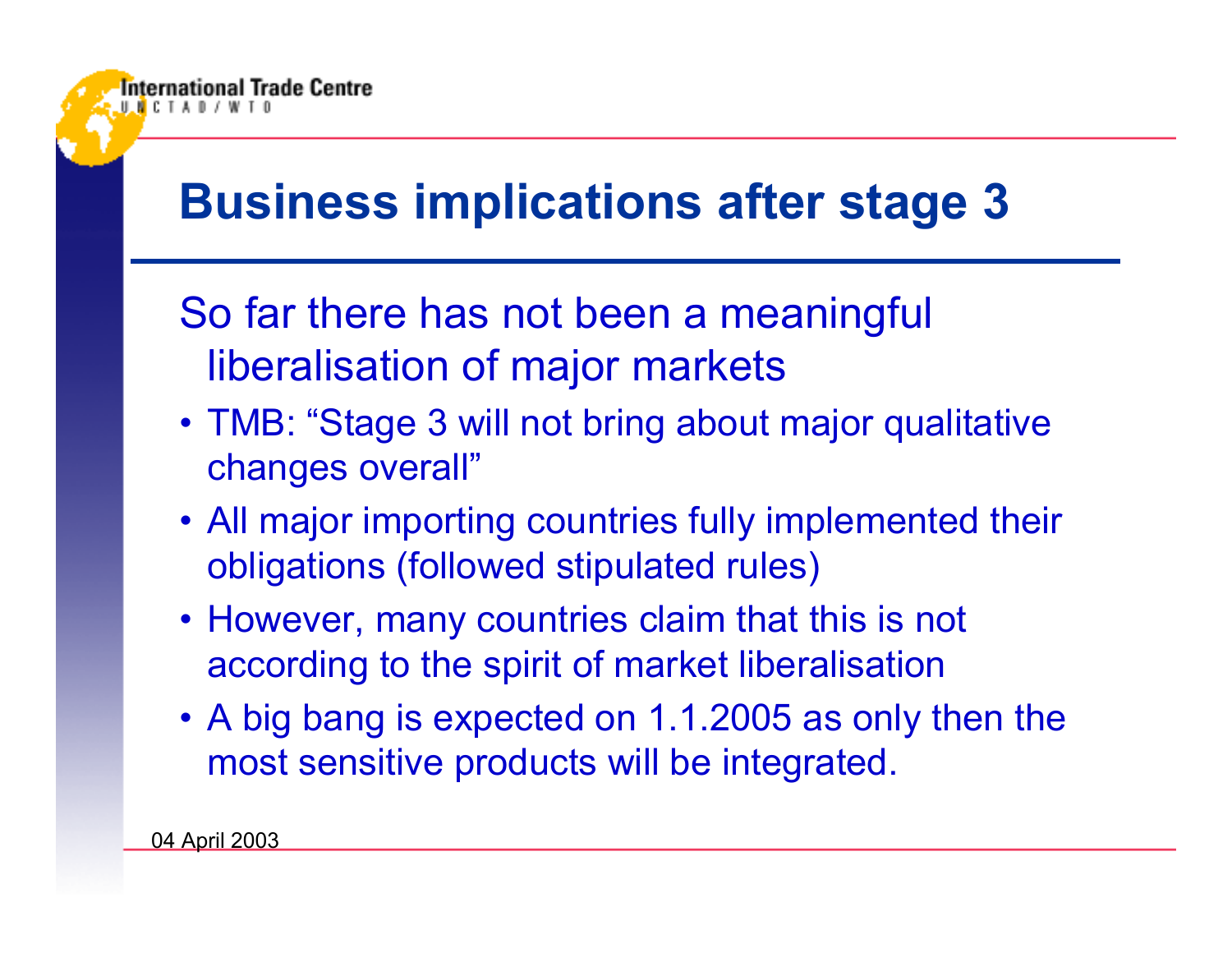# Business implications after stage 3

So far there has not been a meaningful liberalisation of major markets

- TMB: "Stage 3 will not bring about major qualitative changes overall"
- All major importing countries fully implemented their obligations (followed stipulated rules)
- However, many countries claim that this is not according to the spirit of market liberalisation
- A big bang is expected on 1.1.2005 as only then the most sensitive products will be integrated.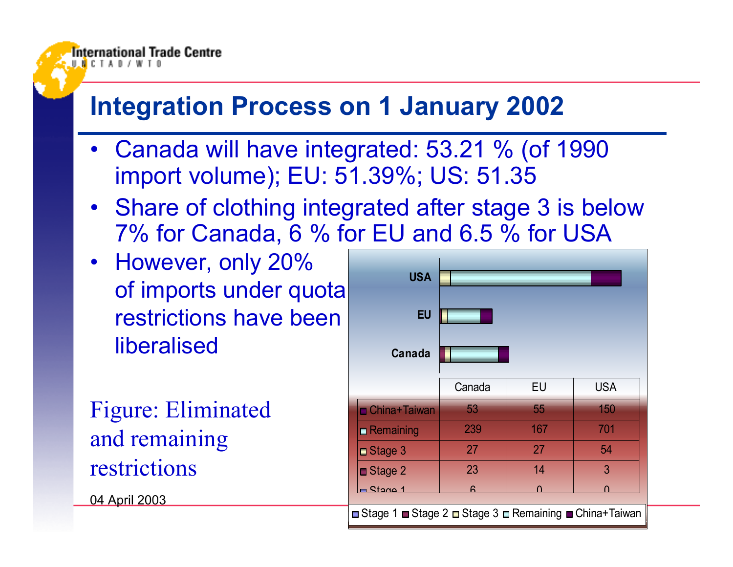## Integration Process on 1 January 2002

- Canada will have integrated: 53.21 % (of 1990 import volume); EU: 51.39%; US: 51.35
- Share of clothing integrated after stage 3 is below 7% for Canada, 6 % for EU and 6.5 % for USA
- However, only 20% of imports under quota restrictions have been liberalised

Figure: Eliminated and remaining restrictions

|  | Canada | EU | USA |
|---|---|---|---|
| China+Taiwan | 53 | 55 | 150 |
| Remaining | 239 | 167 | 701 |
| Stage 3 | 27 | 27 | 54 |
| Stage 2 | 23 | 14 | 3 |
| Stage 1 | 6 | 0 | 0 |

04 April 2003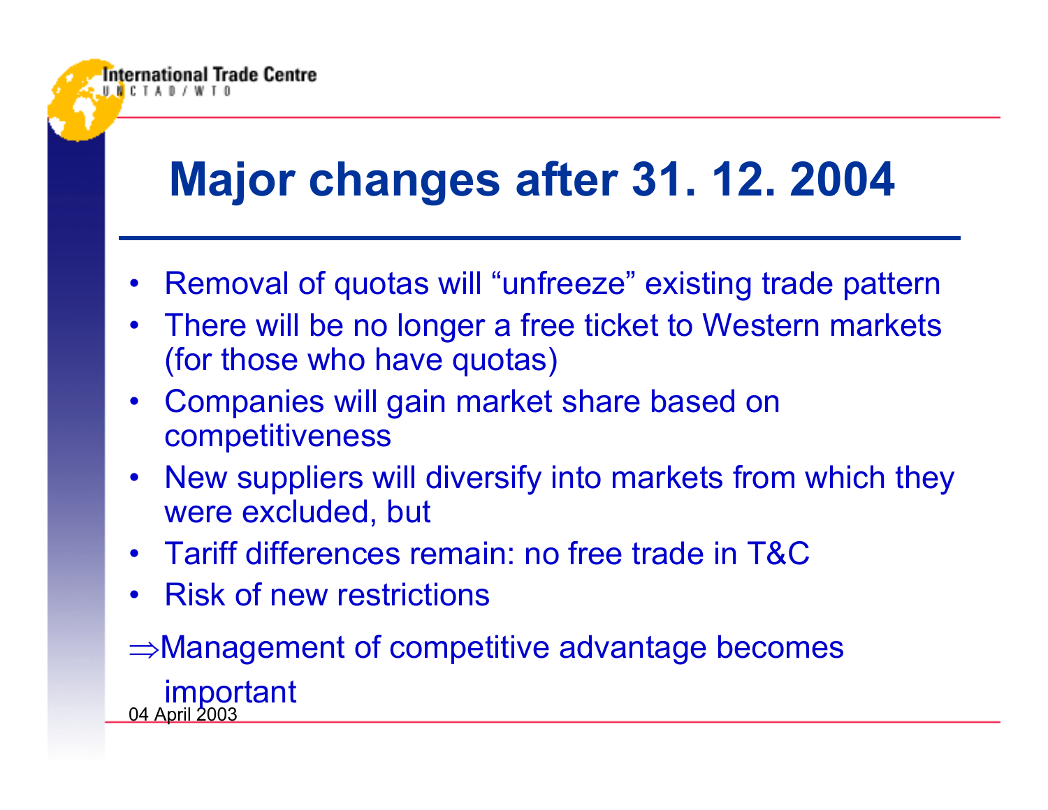# Major changes after 31. 12. 2004

- Removal of quotas will "unfreeze" existing trade pattern
- There will be no longer a free ticket to Western markets (for those who have quotas)
- Companies will gain market share based on competitiveness
- New suppliers will diversify into markets from which they were excluded, but
- Tariff differences remain: no free trade in T&C
- Risk of new restrictions

⇒Management of competitive advantage becomes important